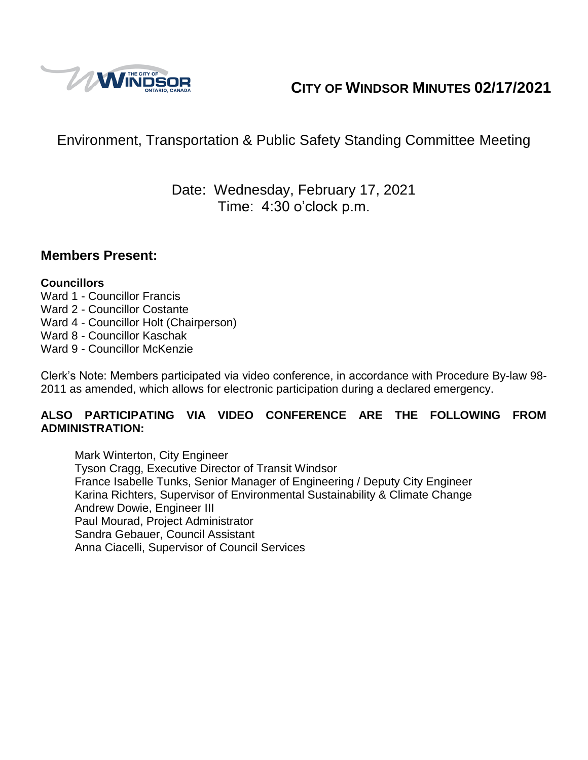# CITY OF WINDSOR MINUTES 02/17/2021

## Environment, Transportation & Public Safety Standing Committee Meeting

Date: Wednesday, February 17, 2021
Time: 4:30 o'clock p.m.

## Members Present:

**Councillors**

Ward 1 - Councillor Francis
Ward 2 - Councillor Costante
Ward 4 - Councillor Holt (Chairperson)
Ward 8 - Councillor Kaschak
Ward 9 - Councillor McKenzie

Clerk's Note: Members participated via video conference, in accordance with Procedure By-law 98-2011 as amended, which allows for electronic participation during a declared emergency.

**ALSO PARTICIPATING VIA VIDEO CONFERENCE ARE THE FOLLOWING FROM ADMINISTRATION:**

Mark Winterton, City Engineer
Tyson Cragg, Executive Director of Transit Windsor
France Isabelle Tunks, Senior Manager of Engineering / Deputy City Engineer
Karina Richters, Supervisor of Environmental Sustainability & Climate Change
Andrew Dowie, Engineer III
Paul Mourad, Project Administrator
Sandra Gebauer, Council Assistant
Anna Ciacelli, Supervisor of Council Services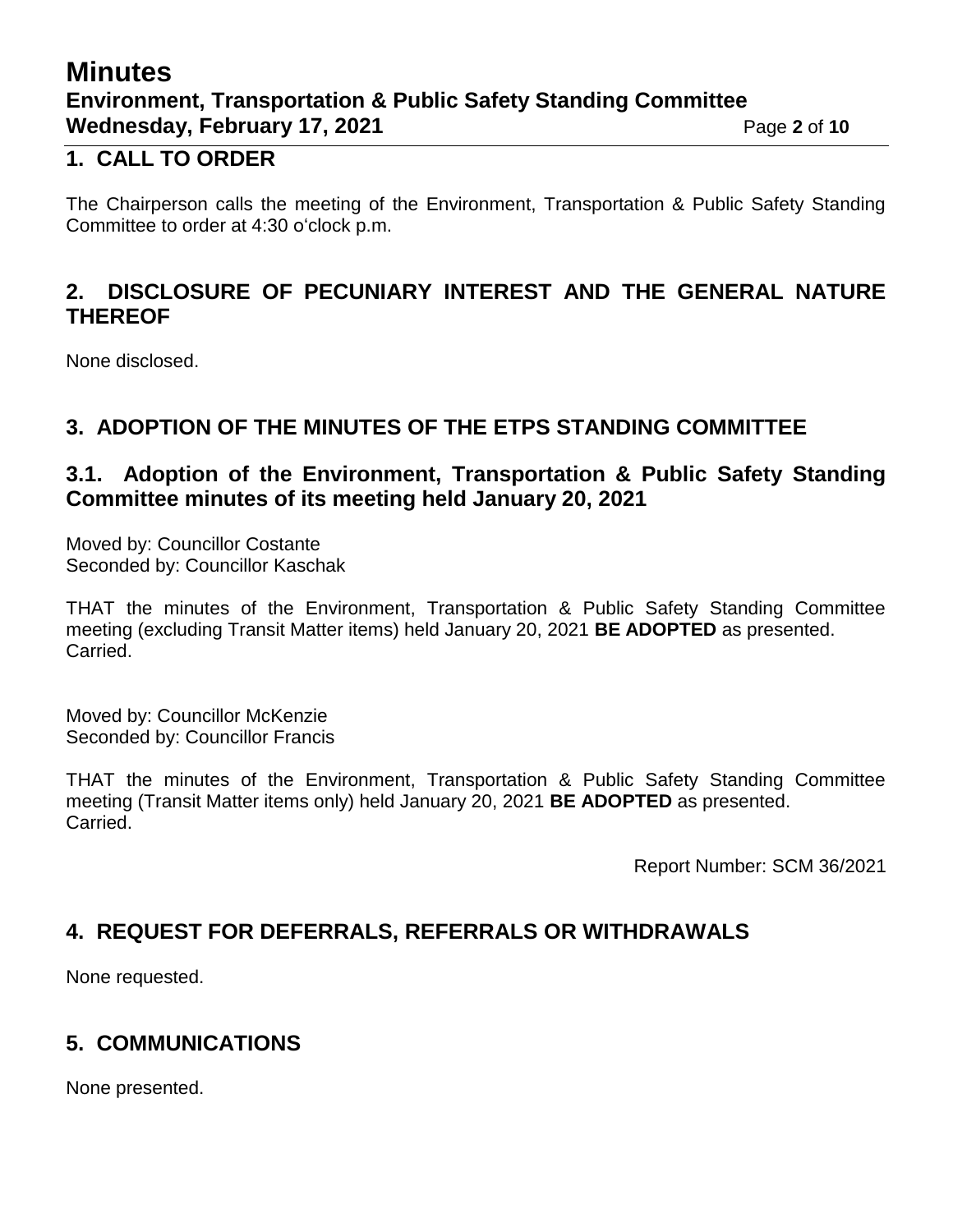## 1. CALL TO ORDER

The Chairperson calls the meeting of the Environment, Transportation & Public Safety Standing Committee to order at 4:30 o'clock p.m.

## 2. DISCLOSURE OF PECUNIARY INTEREST AND THE GENERAL NATURE THEREOF

None disclosed.

## 3. ADOPTION OF THE MINUTES OF THE ETPS STANDING COMMITTEE

### 3.1. Adoption of the Environment, Transportation & Public Safety Standing Committee minutes of its meeting held January 20, 2021

Moved by: Councillor Costante
Seconded by: Councillor Kaschak

THAT the minutes of the Environment, Transportation & Public Safety Standing Committee meeting (excluding Transit Matter items) held January 20, 2021 **BE ADOPTED** as presented.
Carried.

Moved by: Councillor McKenzie
Seconded by: Councillor Francis

THAT the minutes of the Environment, Transportation & Public Safety Standing Committee meeting (Transit Matter items only) held January 20, 2021 **BE ADOPTED** as presented.
Carried.

Report Number: SCM 36/2021

## 4. REQUEST FOR DEFERRALS, REFERRALS OR WITHDRAWALS

None requested.

## 5. COMMUNICATIONS

None presented.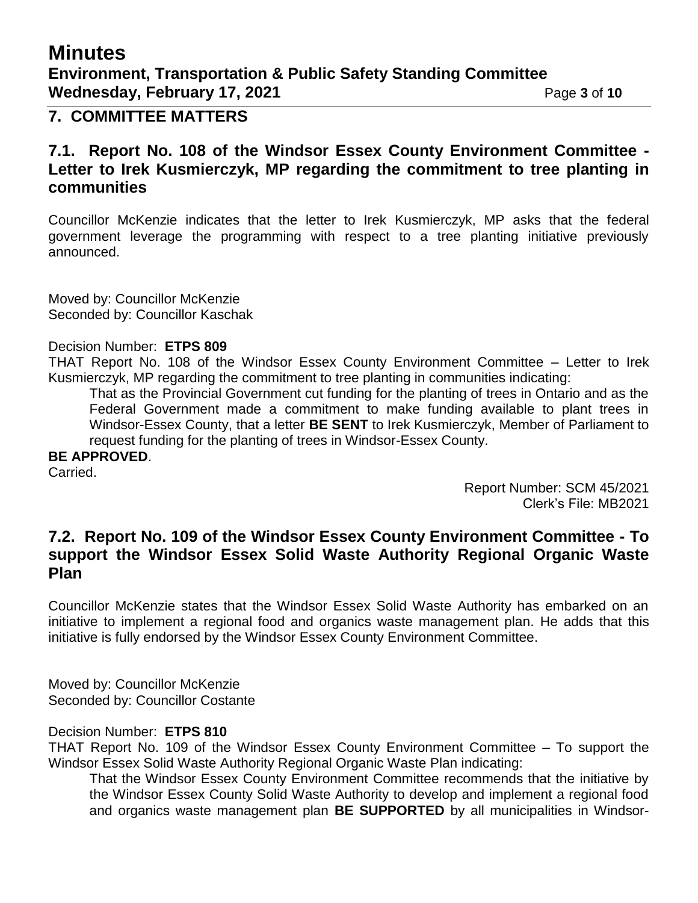## 7. COMMITTEE MATTERS

### 7.1. Report No. 108 of the Windsor Essex County Environment Committee - Letter to Irek Kusmierczyk, MP regarding the commitment to tree planting in communities

Councillor McKenzie indicates that the letter to Irek Kusmierczyk, MP asks that the federal government leverage the programming with respect to a tree planting initiative previously announced.

Moved by: Councillor McKenzie
Seconded by: Councillor Kaschak

Decision Number: **ETPS 809**

THAT Report No. 108 of the Windsor Essex County Environment Committee – Letter to Irek Kusmierczyk, MP regarding the commitment to tree planting in communities indicating:

> That as the Provincial Government cut funding for the planting of trees in Ontario and as the Federal Government made a commitment to make funding available to plant trees in Windsor-Essex County, that a letter **BE SENT** to Irek Kusmierczyk, Member of Parliament to request funding for the planting of trees in Windsor-Essex County.

**BE APPROVED**.
Carried.

Report Number: SCM 45/2021
Clerk's File: MB2021

### 7.2. Report No. 109 of the Windsor Essex County Environment Committee - To support the Windsor Essex Solid Waste Authority Regional Organic Waste Plan

Councillor McKenzie states that the Windsor Essex Solid Waste Authority has embarked on an initiative to implement a regional food and organics waste management plan. He adds that this initiative is fully endorsed by the Windsor Essex County Environment Committee.

Moved by: Councillor McKenzie
Seconded by: Councillor Costante

Decision Number: **ETPS 810**

THAT Report No. 109 of the Windsor Essex County Environment Committee – To support the Windsor Essex Solid Waste Authority Regional Organic Waste Plan indicating:

> That the Windsor Essex County Environment Committee recommends that the initiative by the Windsor Essex County Solid Waste Authority to develop and implement a regional food and organics waste management plan **BE SUPPORTED** by all municipalities in Windsor-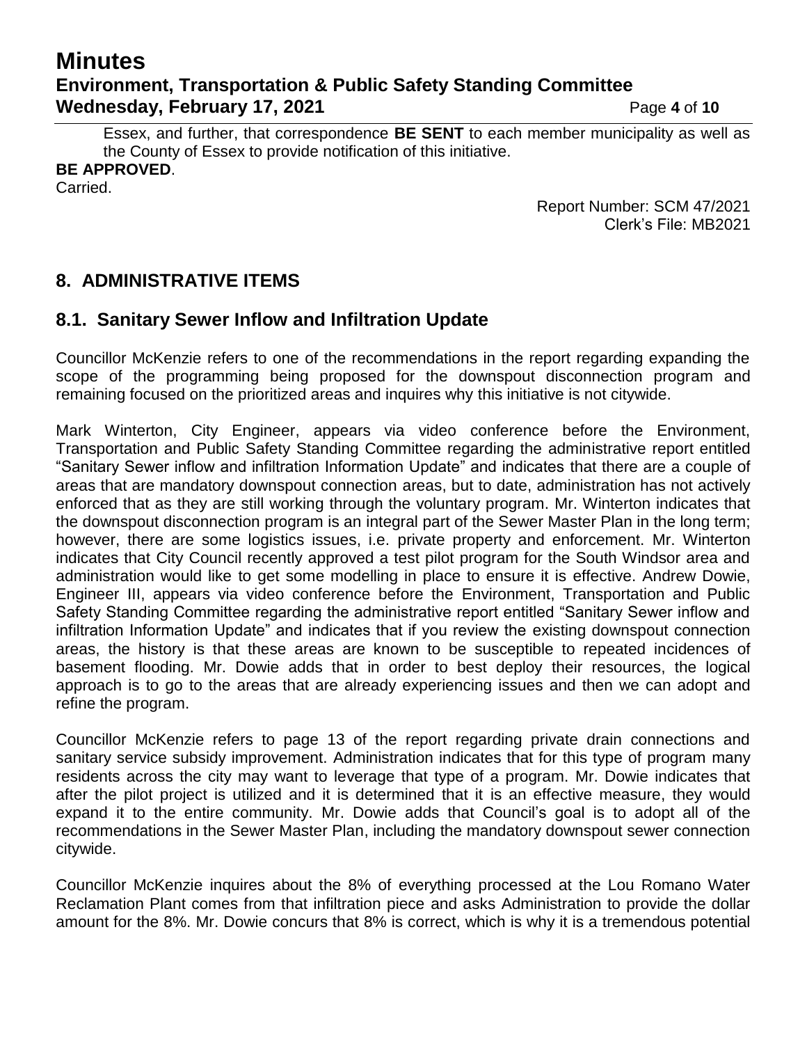Essex, and further, that correspondence **BE SENT** to each member municipality as well as the County of Essex to provide notification of this initiative.

**BE APPROVED**.

Carried.

Report Number: SCM 47/2021
Clerk's File: MB2021

## 8. ADMINISTRATIVE ITEMS

### 8.1. Sanitary Sewer Inflow and Infiltration Update

Councillor McKenzie refers to one of the recommendations in the report regarding expanding the scope of the programming being proposed for the downspout disconnection program and remaining focused on the prioritized areas and inquires why this initiative is not citywide.

Mark Winterton, City Engineer, appears via video conference before the Environment, Transportation and Public Safety Standing Committee regarding the administrative report entitled "Sanitary Sewer inflow and infiltration Information Update" and indicates that there are a couple of areas that are mandatory downspout connection areas, but to date, administration has not actively enforced that as they are still working through the voluntary program. Mr. Winterton indicates that the downspout disconnection program is an integral part of the Sewer Master Plan in the long term; however, there are some logistics issues, i.e. private property and enforcement. Mr. Winterton indicates that City Council recently approved a test pilot program for the South Windsor area and administration would like to get some modelling in place to ensure it is effective. Andrew Dowie, Engineer III, appears via video conference before the Environment, Transportation and Public Safety Standing Committee regarding the administrative report entitled "Sanitary Sewer inflow and infiltration Information Update" and indicates that if you review the existing downspout connection areas, the history is that these areas are known to be susceptible to repeated incidences of basement flooding. Mr. Dowie adds that in order to best deploy their resources, the logical approach is to go to the areas that are already experiencing issues and then we can adopt and refine the program.

Councillor McKenzie refers to page 13 of the report regarding private drain connections and sanitary service subsidy improvement. Administration indicates that for this type of program many residents across the city may want to leverage that type of a program. Mr. Dowie indicates that after the pilot project is utilized and it is determined that it is an effective measure, they would expand it to the entire community. Mr. Dowie adds that Council's goal is to adopt all of the recommendations in the Sewer Master Plan, including the mandatory downspout sewer connection citywide.

Councillor McKenzie inquires about the 8% of everything processed at the Lou Romano Water Reclamation Plant comes from that infiltration piece and asks Administration to provide the dollar amount for the 8%. Mr. Dowie concurs that 8% is correct, which is why it is a tremendous potential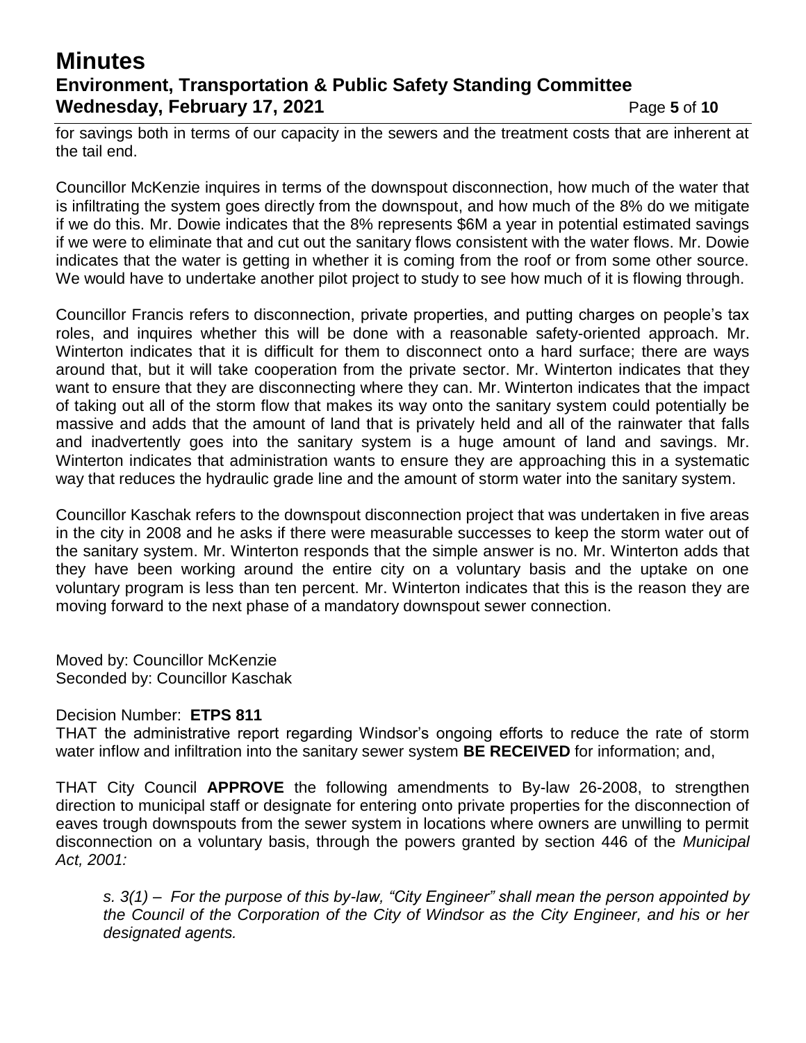for savings both in terms of our capacity in the sewers and the treatment costs that are inherent at the tail end.

Councillor McKenzie inquires in terms of the downspout disconnection, how much of the water that is infiltrating the system goes directly from the downspout, and how much of the 8% do we mitigate if we do this. Mr. Dowie indicates that the 8% represents $6M a year in potential estimated savings if we were to eliminate that and cut out the sanitary flows consistent with the water flows. Mr. Dowie indicates that the water is getting in whether it is coming from the roof or from some other source. We would have to undertake another pilot project to study to see how much of it is flowing through.

Councillor Francis refers to disconnection, private properties, and putting charges on people's tax roles, and inquires whether this will be done with a reasonable safety-oriented approach. Mr. Winterton indicates that it is difficult for them to disconnect onto a hard surface; there are ways around that, but it will take cooperation from the private sector. Mr. Winterton indicates that they want to ensure that they are disconnecting where they can. Mr. Winterton indicates that the impact of taking out all of the storm flow that makes its way onto the sanitary system could potentially be massive and adds that the amount of land that is privately held and all of the rainwater that falls and inadvertently goes into the sanitary system is a huge amount of land and savings. Mr. Winterton indicates that administration wants to ensure they are approaching this in a systematic way that reduces the hydraulic grade line and the amount of storm water into the sanitary system.

Councillor Kaschak refers to the downspout disconnection project that was undertaken in five areas in the city in 2008 and he asks if there were measurable successes to keep the storm water out of the sanitary system. Mr. Winterton responds that the simple answer is no. Mr. Winterton adds that they have been working around the entire city on a voluntary basis and the uptake on one voluntary program is less than ten percent. Mr. Winterton indicates that this is the reason they are moving forward to the next phase of a mandatory downspout sewer connection.

Moved by: Councillor McKenzie
Seconded by: Councillor Kaschak

Decision Number: **ETPS 811**

THAT the administrative report regarding Windsor's ongoing efforts to reduce the rate of storm water inflow and infiltration into the sanitary sewer system **BE RECEIVED** for information; and,

THAT City Council **APPROVE** the following amendments to By-law 26-2008, to strengthen direction to municipal staff or designate for entering onto private properties for the disconnection of eaves trough downspouts from the sewer system in locations where owners are unwilling to permit disconnection on a voluntary basis, through the powers granted by section 446 of the *Municipal Act, 2001:*

> *s. 3(1) – For the purpose of this by-law, "City Engineer" shall mean the person appointed by the Council of the Corporation of the City of Windsor as the City Engineer, and his or her designated agents.*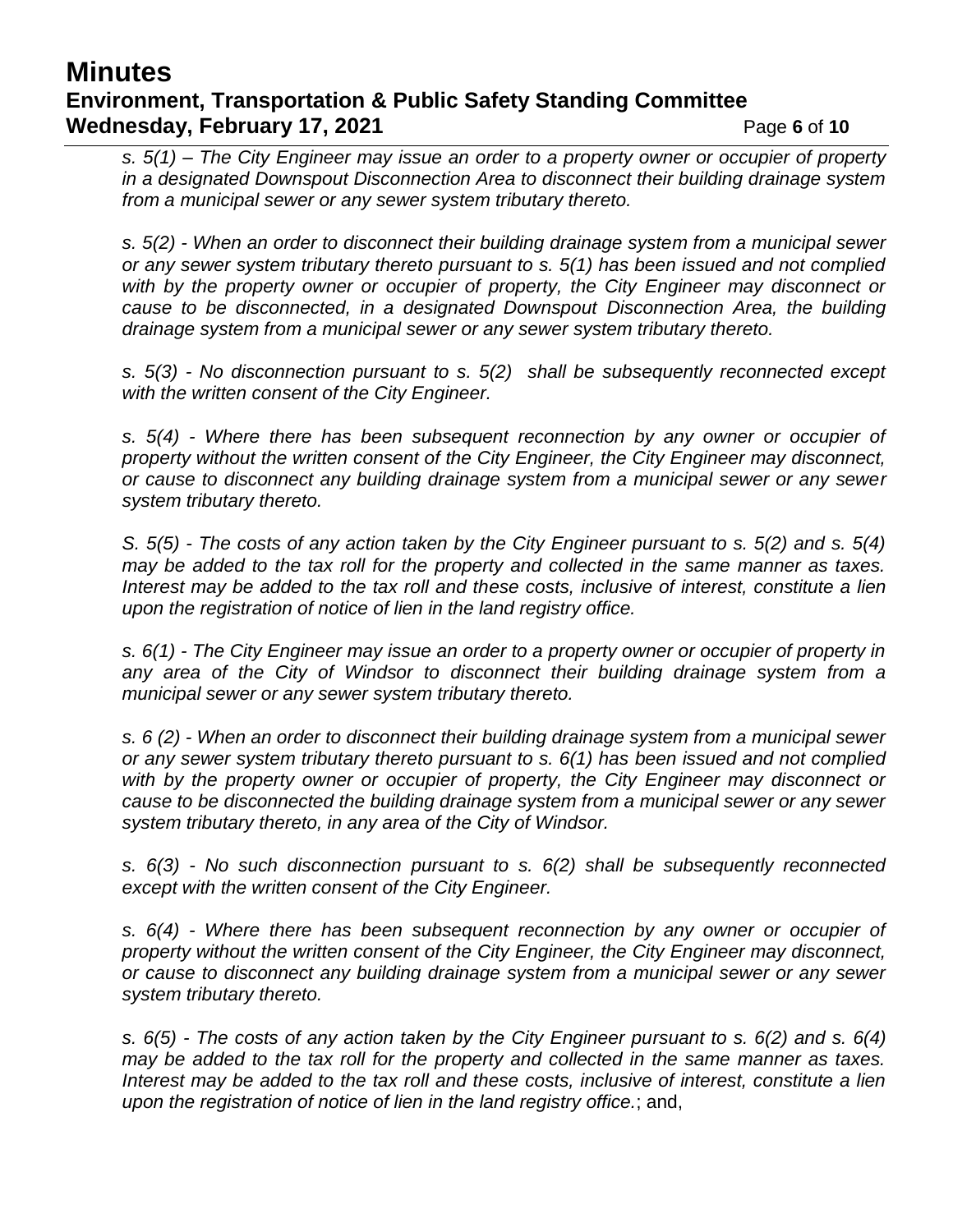*s. 5(1) – The City Engineer may issue an order to a property owner or occupier of property in a designated Downspout Disconnection Area to disconnect their building drainage system from a municipal sewer or any sewer system tributary thereto.*

*s. 5(2) - When an order to disconnect their building drainage system from a municipal sewer or any sewer system tributary thereto pursuant to s. 5(1) has been issued and not complied with by the property owner or occupier of property, the City Engineer may disconnect or cause to be disconnected, in a designated Downspout Disconnection Area, the building drainage system from a municipal sewer or any sewer system tributary thereto.*

*s. 5(3) - No disconnection pursuant to s. 5(2) shall be subsequently reconnected except with the written consent of the City Engineer.*

*s. 5(4) - Where there has been subsequent reconnection by any owner or occupier of property without the written consent of the City Engineer, the City Engineer may disconnect, or cause to disconnect any building drainage system from a municipal sewer or any sewer system tributary thereto.*

*S. 5(5) - The costs of any action taken by the City Engineer pursuant to s. 5(2) and s. 5(4) may be added to the tax roll for the property and collected in the same manner as taxes. Interest may be added to the tax roll and these costs, inclusive of interest, constitute a lien upon the registration of notice of lien in the land registry office.*

*s. 6(1) - The City Engineer may issue an order to a property owner or occupier of property in any area of the City of Windsor to disconnect their building drainage system from a municipal sewer or any sewer system tributary thereto.*

*s. 6 (2) - When an order to disconnect their building drainage system from a municipal sewer or any sewer system tributary thereto pursuant to s. 6(1) has been issued and not complied with by the property owner or occupier of property, the City Engineer may disconnect or cause to be disconnected the building drainage system from a municipal sewer or any sewer system tributary thereto, in any area of the City of Windsor.*

*s. 6(3) - No such disconnection pursuant to s. 6(2) shall be subsequently reconnected except with the written consent of the City Engineer.*

*s. 6(4) - Where there has been subsequent reconnection by any owner or occupier of property without the written consent of the City Engineer, the City Engineer may disconnect, or cause to disconnect any building drainage system from a municipal sewer or any sewer system tributary thereto.*

*s. 6(5) - The costs of any action taken by the City Engineer pursuant to s. 6(2) and s. 6(4) may be added to the tax roll for the property and collected in the same manner as taxes. Interest may be added to the tax roll and these costs, inclusive of interest, constitute a lien upon the registration of notice of lien in the land registry office.*; and,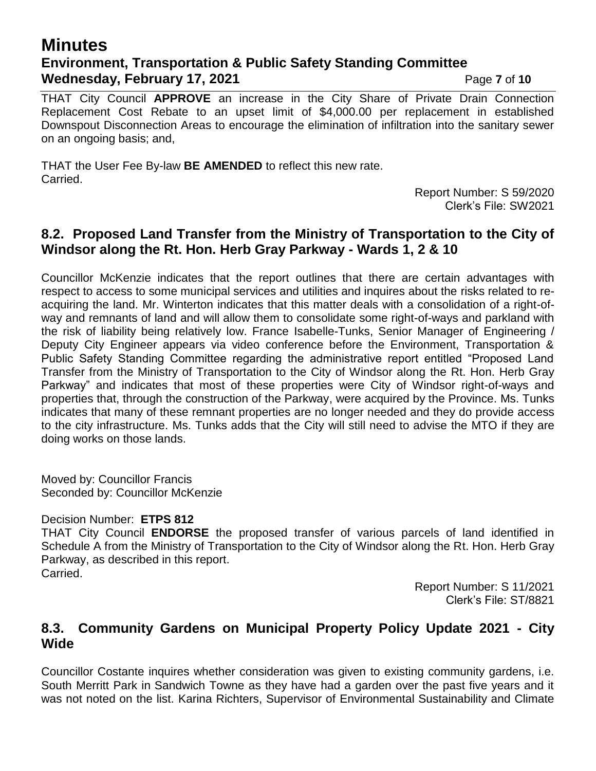THAT City Council **APPROVE** an increase in the City Share of Private Drain Connection Replacement Cost Rebate to an upset limit of $4,000.00 per replacement in established Downspout Disconnection Areas to encourage the elimination of infiltration into the sanitary sewer on an ongoing basis; and,

THAT the User Fee By-law **BE AMENDED** to reflect this new rate.
Carried.

Report Number: S 59/2020
Clerk's File: SW2021

## 8.2. Proposed Land Transfer from the Ministry of Transportation to the City of Windsor along the Rt. Hon. Herb Gray Parkway - Wards 1, 2 & 10

Councillor McKenzie indicates that the report outlines that there are certain advantages with respect to access to some municipal services and utilities and inquires about the risks related to re-acquiring the land. Mr. Winterton indicates that this matter deals with a consolidation of a right-of-way and remnants of land and will allow them to consolidate some right-of-ways and parkland with the risk of liability being relatively low. France Isabelle-Tunks, Senior Manager of Engineering / Deputy City Engineer appears via video conference before the Environment, Transportation & Public Safety Standing Committee regarding the administrative report entitled "Proposed Land Transfer from the Ministry of Transportation to the City of Windsor along the Rt. Hon. Herb Gray Parkway" and indicates that most of these properties were City of Windsor right-of-ways and properties that, through the construction of the Parkway, were acquired by the Province. Ms. Tunks indicates that many of these remnant properties are no longer needed and they do provide access to the city infrastructure. Ms. Tunks adds that the City will still need to advise the MTO if they are doing works on those lands.

Moved by: Councillor Francis
Seconded by: Councillor McKenzie

Decision Number: **ETPS 812**
THAT City Council **ENDORSE** the proposed transfer of various parcels of land identified in Schedule A from the Ministry of Transportation to the City of Windsor along the Rt. Hon. Herb Gray Parkway, as described in this report.
Carried.

Report Number: S 11/2021
Clerk's File: ST/8821

## 8.3. Community Gardens on Municipal Property Policy Update 2021 - City Wide

Councillor Costante inquires whether consideration was given to existing community gardens, i.e. South Merritt Park in Sandwich Towne as they have had a garden over the past five years and it was not noted on the list. Karina Richters, Supervisor of Environmental Sustainability and Climate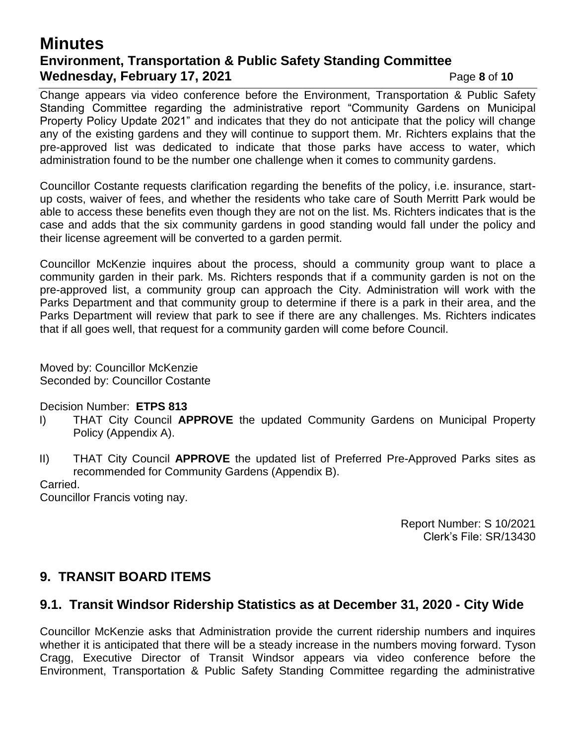Change appears via video conference before the Environment, Transportation & Public Safety Standing Committee regarding the administrative report "Community Gardens on Municipal Property Policy Update 2021" and indicates that they do not anticipate that the policy will change any of the existing gardens and they will continue to support them. Mr. Richters explains that the pre-approved list was dedicated to indicate that those parks have access to water, which administration found to be the number one challenge when it comes to community gardens.

Councillor Costante requests clarification regarding the benefits of the policy, i.e. insurance, start-up costs, waiver of fees, and whether the residents who take care of South Merritt Park would be able to access these benefits even though they are not on the list. Ms. Richters indicates that is the case and adds that the six community gardens in good standing would fall under the policy and their license agreement will be converted to a garden permit.

Councillor McKenzie inquires about the process, should a community group want to place a community garden in their park. Ms. Richters responds that if a community garden is not on the pre-approved list, a community group can approach the City. Administration will work with the Parks Department and that community group to determine if there is a park in their area, and the Parks Department will review that park to see if there are any challenges. Ms. Richters indicates that if all goes well, that request for a community garden will come before Council.

Moved by: Councillor McKenzie
Seconded by: Councillor Costante

Decision Number: **ETPS 813**

I) THAT City Council **APPROVE** the updated Community Gardens on Municipal Property Policy (Appendix A).

II) THAT City Council **APPROVE** the updated list of Preferred Pre-Approved Parks sites as recommended for Community Gardens (Appendix B).

Carried.
Councillor Francis voting nay.

Report Number: S 10/2021
Clerk's File: SR/13430

## 9. TRANSIT BOARD ITEMS

### 9.1. Transit Windsor Ridership Statistics as at December 31, 2020 - City Wide

Councillor McKenzie asks that Administration provide the current ridership numbers and inquires whether it is anticipated that there will be a steady increase in the numbers moving forward. Tyson Cragg, Executive Director of Transit Windsor appears via video conference before the Environment, Transportation & Public Safety Standing Committee regarding the administrative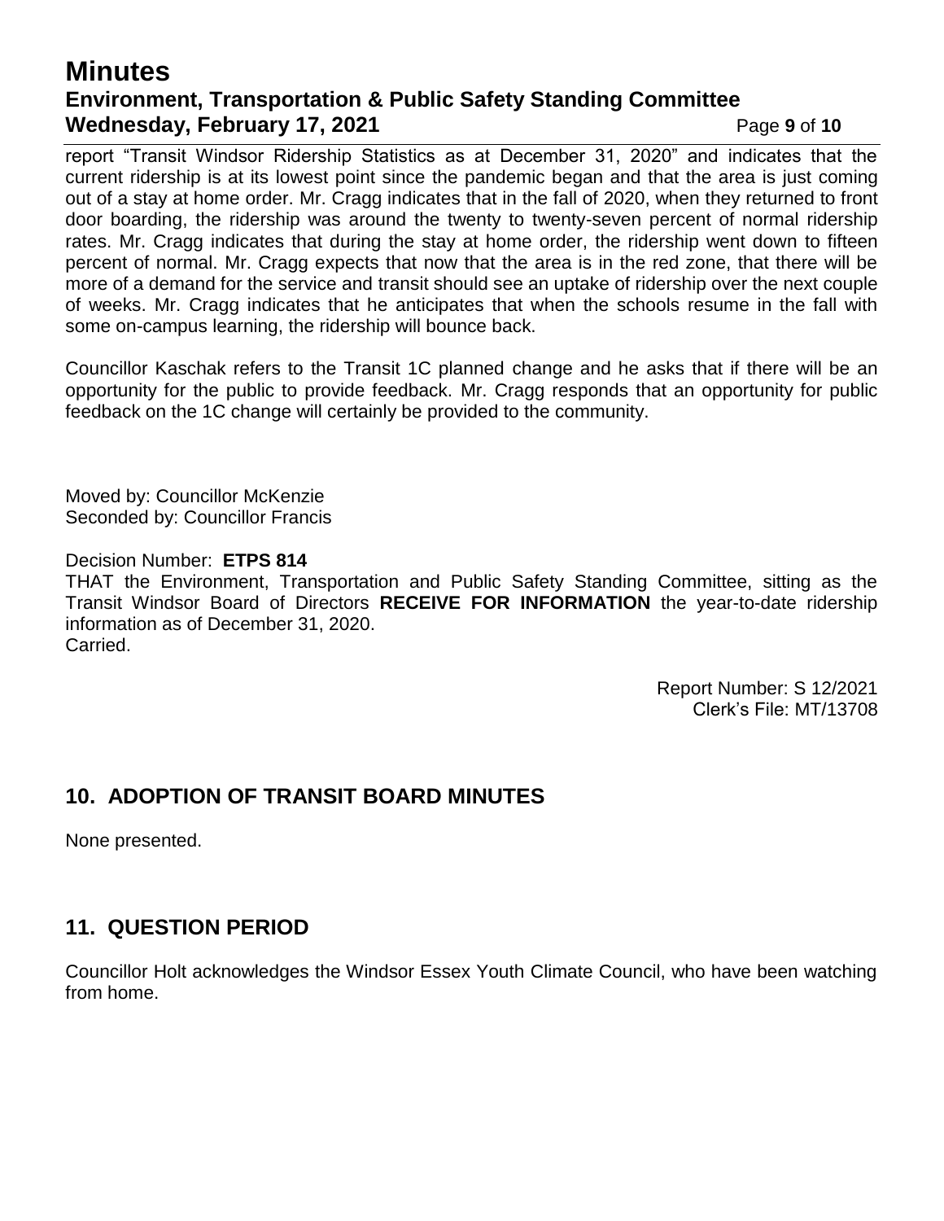report "Transit Windsor Ridership Statistics as at December 31, 2020" and indicates that the current ridership is at its lowest point since the pandemic began and that the area is just coming out of a stay at home order. Mr. Cragg indicates that in the fall of 2020, when they returned to front door boarding, the ridership was around the twenty to twenty-seven percent of normal ridership rates. Mr. Cragg indicates that during the stay at home order, the ridership went down to fifteen percent of normal. Mr. Cragg expects that now that the area is in the red zone, that there will be more of a demand for the service and transit should see an uptake of ridership over the next couple of weeks. Mr. Cragg indicates that he anticipates that when the schools resume in the fall with some on-campus learning, the ridership will bounce back.

Councillor Kaschak refers to the Transit 1C planned change and he asks that if there will be an opportunity for the public to provide feedback. Mr. Cragg responds that an opportunity for public feedback on the 1C change will certainly be provided to the community.

Moved by: Councillor McKenzie
Seconded by: Councillor Francis

Decision Number: **ETPS 814**
THAT the Environment, Transportation and Public Safety Standing Committee, sitting as the Transit Windsor Board of Directors **RECEIVE FOR INFORMATION** the year-to-date ridership information as of December 31, 2020.
Carried.

Report Number: S 12/2021
Clerk's File: MT/13708

## 10. ADOPTION OF TRANSIT BOARD MINUTES

None presented.

## 11. QUESTION PERIOD

Councillor Holt acknowledges the Windsor Essex Youth Climate Council, who have been watching from home.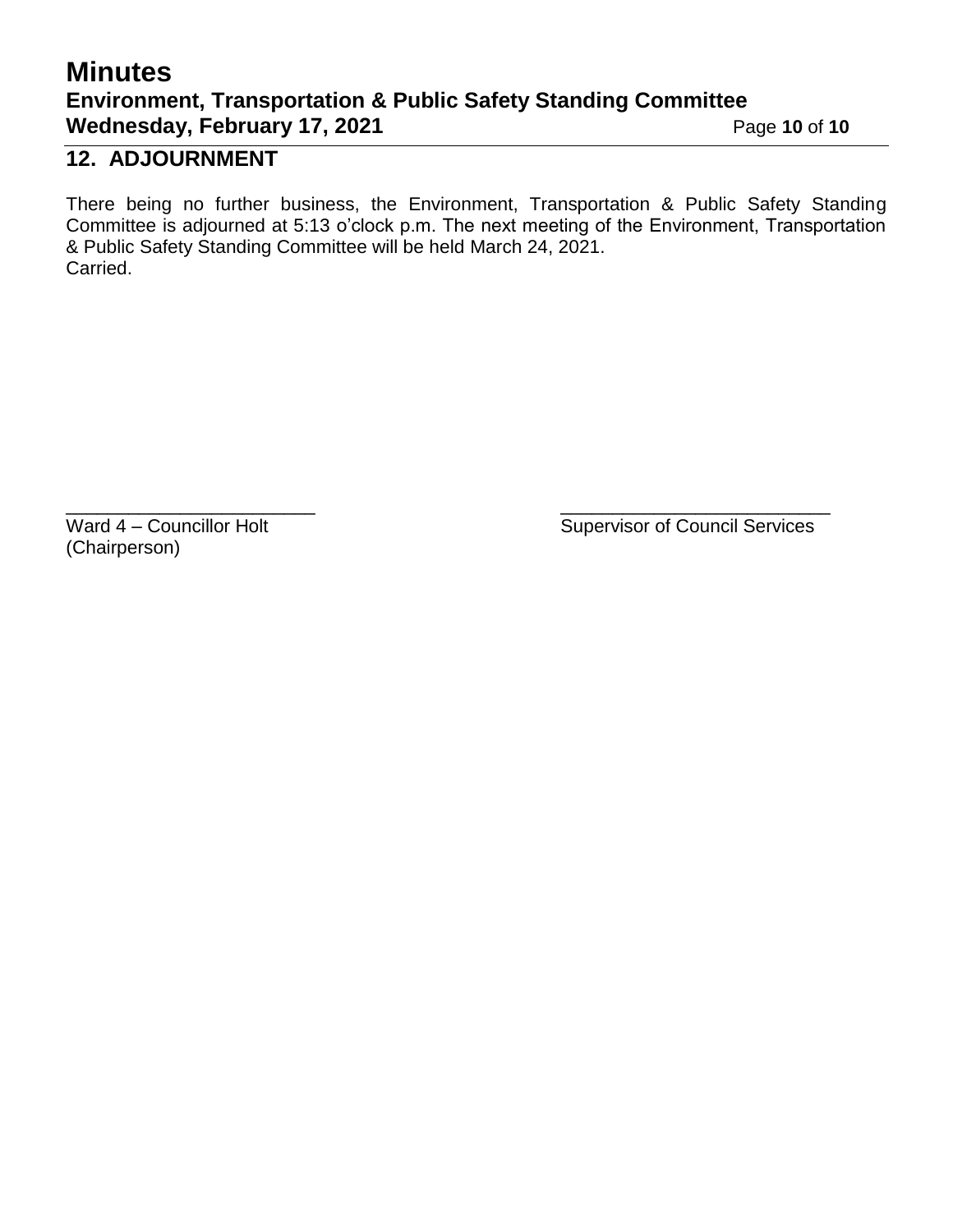## 12. ADJOURNMENT

There being no further business, the Environment, Transportation & Public Safety Standing Committee is adjourned at 5:13 o'clock p.m. The next meeting of the Environment, Transportation & Public Safety Standing Committee will be held March 24, 2021.
Carried.

\_\_\_\_\_\_\_\_\_\_\_\_\_\_\_\_\_\_\_\_\_\_\_\_\_
Ward 4 – Councillor Holt
(Chairperson)

\_\_\_\_\_\_\_\_\_\_\_\_\_\_\_\_\_\_\_\_\_\_\_\_\_\_\_
Supervisor of Council Services